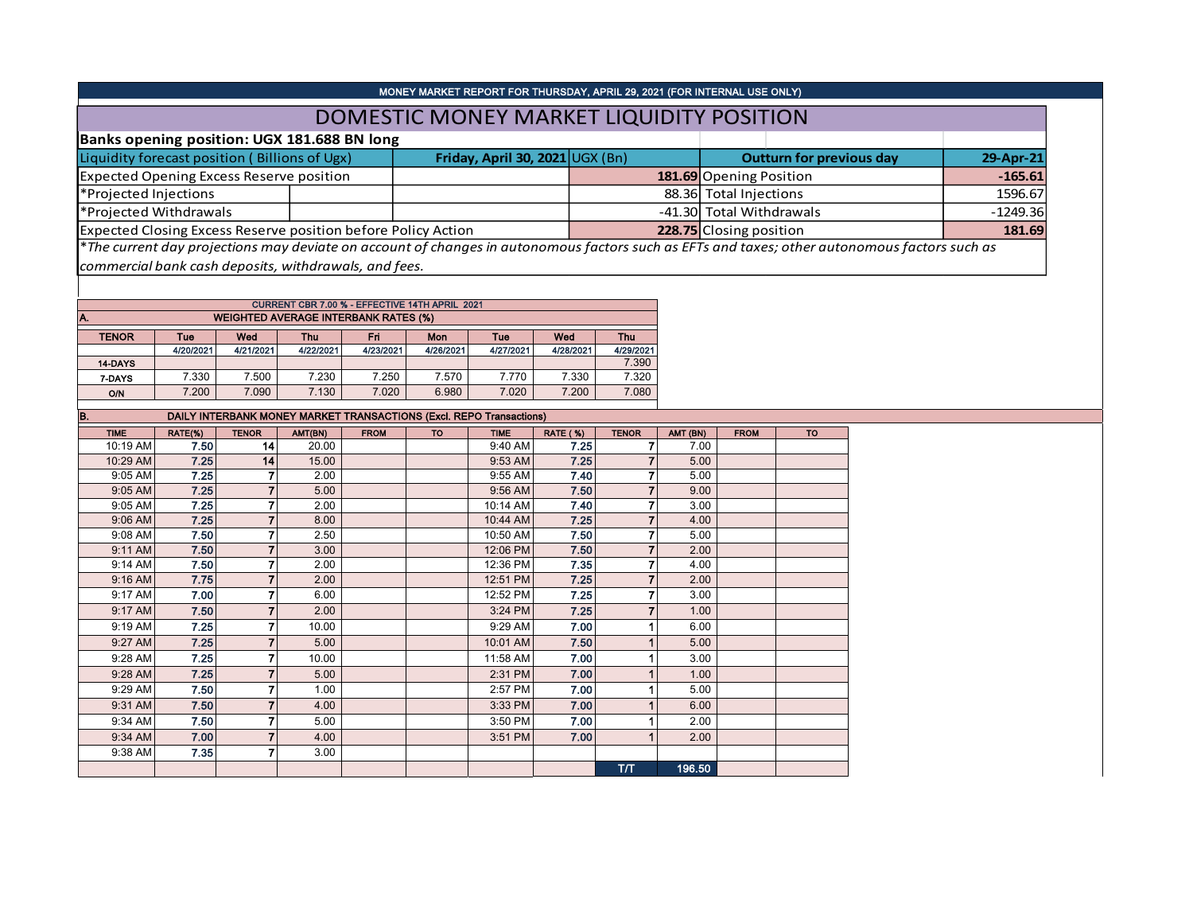MONEY MARKET REPORT FOR THURSDAY, APRIL 29, 2021 (FOR INTERNAL USE ONLY)

# DOMESTIC MONEY MARKET LIQUIDITY POSITION

**Banks opening position: UGX 181.688 BN long**

| Liquidity forecast position ( Billions of Ugx) | | **Friday, April 30, 2021** | UGX (Bn) | **Outturn for previous day** | **29-Apr-21** |
|---|---|---|---|---|---|
| Expected Opening Excess Reserve position | | | **181.69** | Opening Position | **-165.61** |
| *Projected Injections | | | 88.36 | Total Injections | 1596.67 |
| *Projected Withdrawals | | | -41.30 | Total Withdrawals | -1249.36 |
| Expected Closing Excess Reserve position before Policy Action | | | **228.75** | Closing position | **181.69** |

*\*The current day projections may deviate on account of changes in autonomous factors such as EFTs and taxes; other autonomous factors such as commercial bank cash deposits, withdrawals, and fees.*

CURRENT CBR 7.00 % - EFFECTIVE 14TH APRIL 2021

**A. WEIGHTED AVERAGE INTERBANK RATES (%)**

| TENOR | Tue | Wed | Thu | Fri | Mon | Tue | Wed | Thu |
|---|---|---|---|---|---|---|---|---|
| | 4/20/2021 | 4/21/2021 | 4/22/2021 | 4/23/2021 | 4/26/2021 | 4/27/2021 | 4/28/2021 | 4/29/2021 |
| 14-DAYS | | | | | | | | 7.390 |
| 7-DAYS | 7.330 | 7.500 | 7.230 | 7.250 | 7.570 | 7.770 | 7.330 | 7.320 |
| O/N | 7.200 | 7.090 | 7.130 | 7.020 | 6.980 | 7.020 | 7.200 | 7.080 |

**B. DAILY INTERBANK MONEY MARKET TRANSACTIONS (Excl. REPO Transactions)**

| TIME | RATE(%) | TENOR | AMT(BN) | FROM | TO | TIME | RATE ( %) | TENOR | AMT (BN) | FROM | TO |
|---|---|---|---|---|---|---|---|---|---|---|---|
| 10:19 AM | 7.50 | 14 | 20.00 | | | 9:40 AM | 7.25 | 7 | 7.00 | | |
| 10:29 AM | 7.25 | 14 | 15.00 | | | 9:53 AM | 7.25 | 7 | 5.00 | | |
| 9:05 AM | 7.25 | 7 | 2.00 | | | 9:55 AM | 7.40 | 7 | 5.00 | | |
| 9:05 AM | 7.25 | 7 | 5.00 | | | 9:56 AM | 7.50 | 7 | 9.00 | | |
| 9:05 AM | 7.25 | 7 | 2.00 | | | 10:14 AM | 7.40 | 7 | 3.00 | | |
| 9:06 AM | 7.25 | 7 | 8.00 | | | 10:44 AM | 7.25 | 7 | 4.00 | | |
| 9:08 AM | 7.50 | 7 | 2.50 | | | 10:50 AM | 7.50 | 7 | 5.00 | | |
| 9:11 AM | 7.50 | 7 | 3.00 | | | 12:06 PM | 7.50 | 7 | 2.00 | | |
| 9:14 AM | 7.50 | 7 | 2.00 | | | 12:36 PM | 7.35 | 7 | 4.00 | | |
| 9:16 AM | 7.75 | 7 | 2.00 | | | 12:51 PM | 7.25 | 7 | 2.00 | | |
| 9:17 AM | 7.00 | 7 | 6.00 | | | 12:52 PM | 7.25 | 7 | 3.00 | | |
| 9:17 AM | 7.50 | 7 | 2.00 | | | 3:24 PM | 7.25 | 7 | 1.00 | | |
| 9:19 AM | 7.25 | 7 | 10.00 | | | 9:29 AM | 7.00 | 1 | 6.00 | | |
| 9:27 AM | 7.25 | 7 | 5.00 | | | 10:01 AM | 7.50 | 1 | 5.00 | | |
| 9:28 AM | 7.25 | 7 | 10.00 | | | 11:58 AM | 7.00 | 1 | 3.00 | | |
| 9:28 AM | 7.25 | 7 | 5.00 | | | 2:31 PM | 7.00 | 1 | 1.00 | | |
| 9:29 AM | 7.50 | 7 | 1.00 | | | 2:57 PM | 7.00 | 1 | 5.00 | | |
| 9:31 AM | 7.50 | 7 | 4.00 | | | 3:33 PM | 7.00 | 1 | 6.00 | | |
| 9:34 AM | 7.50 | 7 | 5.00 | | | 3:50 PM | 7.00 | 1 | 2.00 | | |
| 9:34 AM | 7.00 | 7 | 4.00 | | | 3:51 PM | 7.00 | 1 | 2.00 | | |
| 9:38 AM | 7.35 | 7 | 3.00 | | | | | | | | |
| | | | | | | | | T/T | 196.50 | | |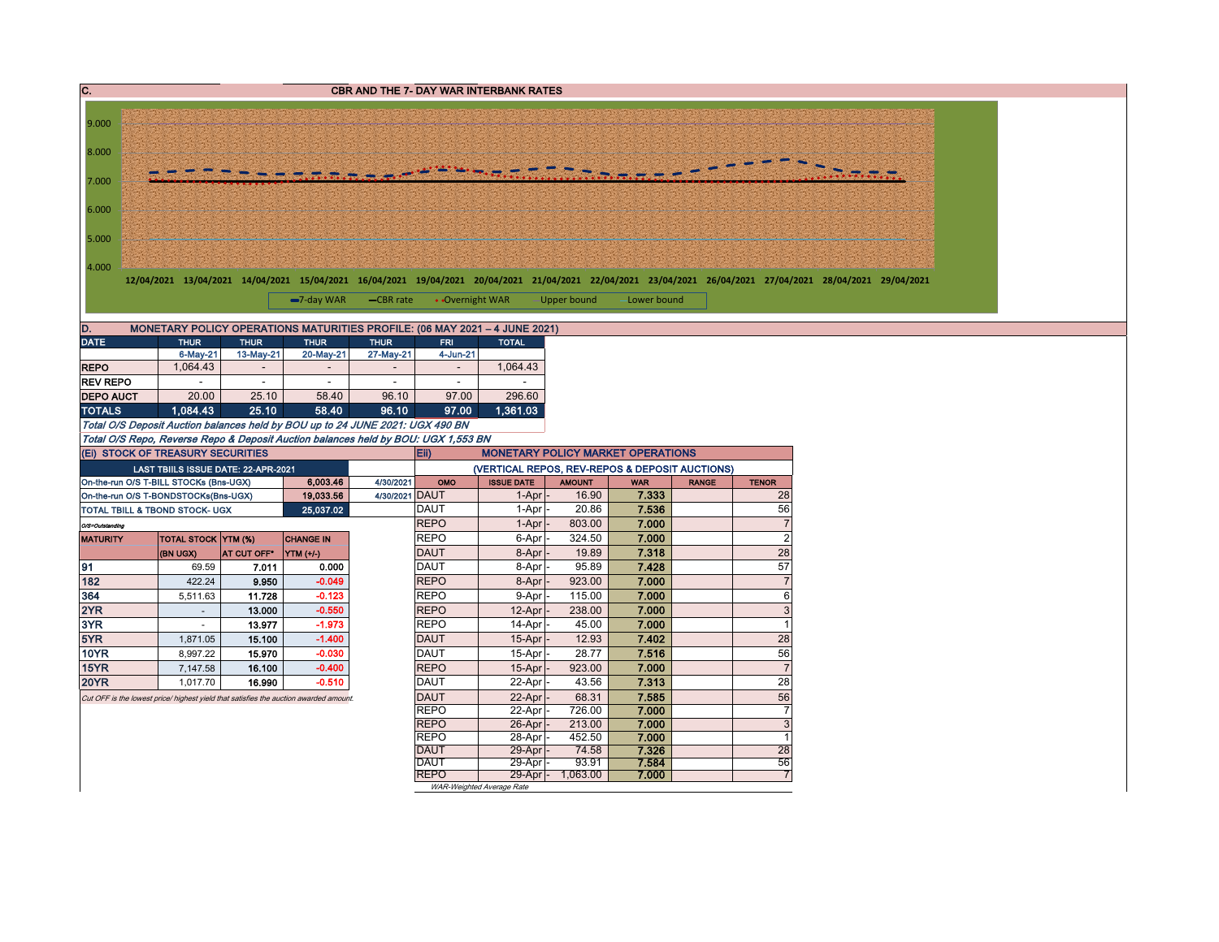## C. CBR AND THE 7- DAY WAR INTERBANK RATES

9.000
8.000
7.000
6.000
5.000
4.000

12/04/2021 13/04/2021 14/04/2021 15/04/2021 16/04/2021 19/04/2021 20/04/2021 21/04/2021 22/04/2021 23/04/2021 26/04/2021 27/04/2021 28/04/2021 29/04/2021

7-day WAR — CBR rate — Overnight WAR — Upper bound — Lower bound

## D. MONETARY POLICY OPERATIONS MATURITIES PROFILE: (06 MAY 2021 – 4 JUNE 2021)

| DATE | THUR | THUR | THUR | THUR | FRI | TOTAL |
|---|---|---|---|---|---|---|
| | 6-May-21 | 13-May-21 | 20-May-21 | 27-May-21 | 4-Jun-21 | |
| REPO | 1,064.43 | - | - | - | - | 1,064.43 |
| REV REPO | - | - | - | - | - | - |
| DEPO AUCT | 20.00 | 25.10 | 58.40 | 96.10 | 97.00 | 296.60 |
| TOTALS | 1,084.43 | 25.10 | 58.40 | 96.10 | 97.00 | 1,361.03 |

*Total O/S Deposit Auction balances held by BOU up to 24 JUNE 2021: UGX 490 BN*

*Total O/S Repo, Reverse Repo & Deposit Auction balances held by BOU: UGX 1,553 BN*

### (Ei) STOCK OF TREASURY SECURITIES

| LAST TBIILS ISSUE DATE: 22-APR-2021 | | |
|---|---|---|
| On-the-run O/S T-BILL STOCKs (Bns-UGX) | 6,003.46 | 4/30/2021 |
| On-the-run O/S T-BONDSTOCKs(Bns-UGX) | 19,033.56 | 4/30/2021 |
| TOTAL TBILL & TBOND STOCK- UGX | 25,037.02 | |

*O/S=Outstanding*

| MATURITY | TOTAL STOCK (BN UGX) | YTM (%) AT CUT OFF* | CHANGE IN YTM (+/-) |
|---|---|---|---|
| 91 | 69.59 | 7.011 | 0.000 |
| 182 | 422.24 | 9.950 | -0.049 |
| 364 | 5,511.63 | 11.728 | -0.123 |
| 2YR | - | 13.000 | -0.550 |
| 3YR | - | 13.977 | -1.973 |
| 5YR | 1,871.05 | 15.100 | -1.400 |
| 10YR | 8,997.22 | 15.970 | -0.030 |
| 15YR | 7,147.58 | 16.100 | -0.400 |
| 20YR | 1,017.70 | 16.990 | -0.510 |

*Cut OFF is the lowest price/ highest yield that satisfies the auction awarded amount.*

### Eii) MONETARY POLICY MARKET OPERATIONS

(VERTICAL REPOS, REV-REPOS & DEPOSIT AUCTIONS)

| OMO | ISSUE DATE | AMOUNT | WAR | RANGE | TENOR |
|---|---|---|---|---|---|
| DAUT | 1-Apr | 16.90 | 7.333 | | 28 |
| DAUT | 1-Apr | 20.86 | 7.536 | | 56 |
| REPO | 1-Apr | 803.00 | 7.000 | | 7 |
| REPO | 6-Apr | 324.50 | 7.000 | | 2 |
| DAUT | 8-Apr | 19.89 | 7.318 | | 28 |
| DAUT | 8-Apr | 95.89 | 7.428 | | 57 |
| REPO | 8-Apr | 923.00 | 7.000 | | 7 |
| REPO | 9-Apr | 115.00 | 7.000 | | 6 |
| REPO | 12-Apr | 238.00 | 7.000 | | 3 |
| REPO | 14-Apr | 45.00 | 7.000 | | 1 |
| DAUT | 15-Apr | 12.93 | 7.402 | | 28 |
| DAUT | 15-Apr | 28.77 | 7.516 | | 56 |
| REPO | 15-Apr | 923.00 | 7.000 | | 7 |
| DAUT | 22-Apr | 43.56 | 7.313 | | 28 |
| DAUT | 22-Apr | 68.31 | 7.585 | | 56 |
| REPO | 22-Apr | 726.00 | 7.000 | | 7 |
| REPO | 26-Apr | 213.00 | 7.000 | | 3 |
| REPO | 28-Apr | 452.50 | 7.000 | | 1 |
| DAUT | 29-Apr | 74.58 | 7.326 | | 28 |
| DAUT | 29-Apr | 93.91 | 7.584 | | 56 |
| REPO | 29-Apr | 1,063.00 | 7.000 | | 7 |

*WAR-Weighted Average Rate*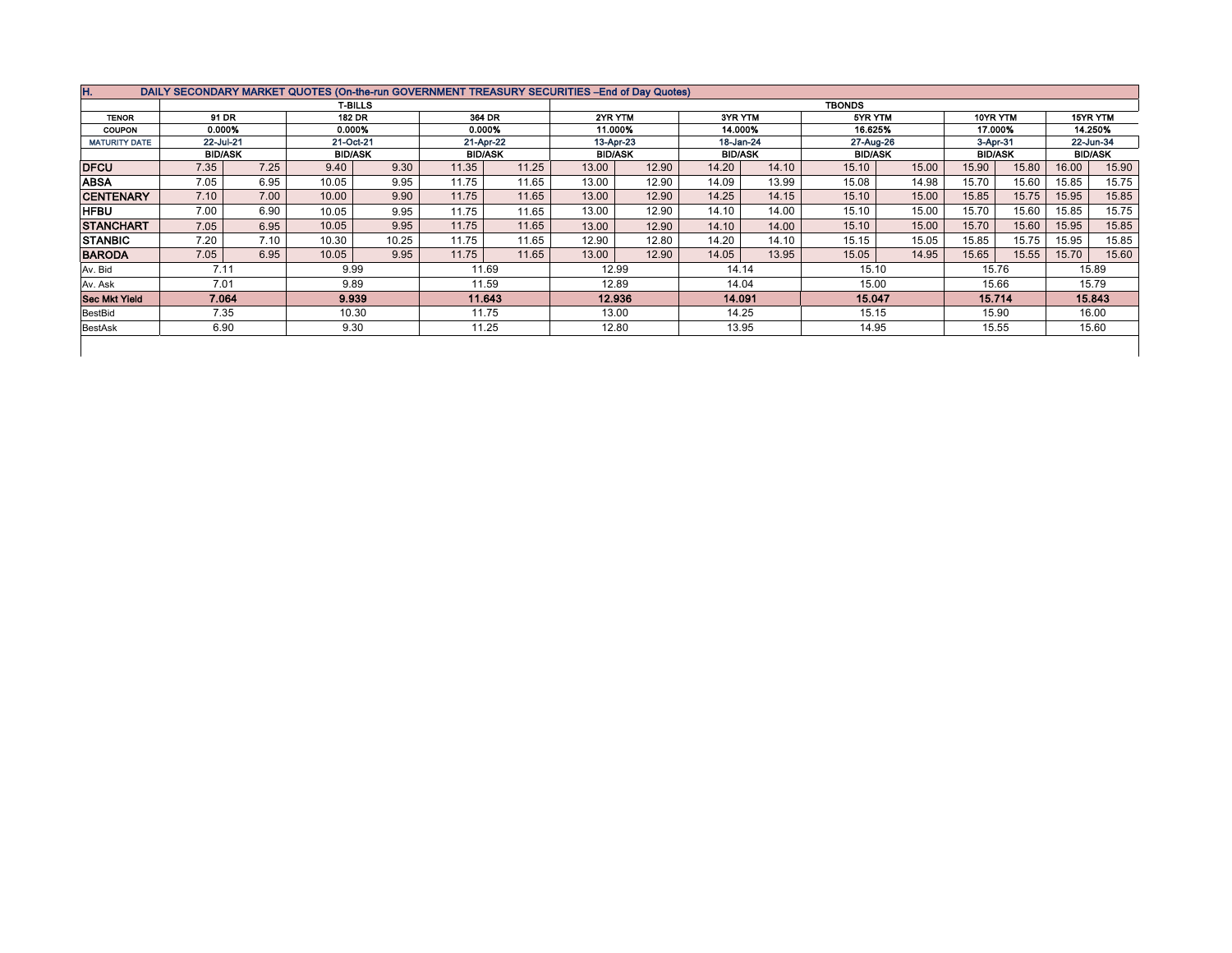| H. | DAILY SECONDARY MARKET QUOTES (On-the-run GOVERNMENT TREASURY SECURITIES –End of Day Quotes) | | | | | | | | | | | | | | | |
|---|---|---|---|---|---|---|---|---|---|---|---|---|---|---|---|---|
| | T-BILLS | | | | | | TBONDS | | | | | | | | | |
| TENOR | 91 DR | | 182 DR | | 364 DR | | 2YR YTM | | 3YR YTM | | 5YR YTM | | 10YR YTM | | 15YR YTM | |
| COUPON | 0.000% | | 0.000% | | 0.000% | | 11.000% | | 14.000% | | 16.625% | | 17.000% | | 14.250% | |
| MATURITY DATE | 22-Jul-21 | | 21-Oct-21 | | 21-Apr-22 | | 13-Apr-23 | | 18-Jan-24 | | 27-Aug-26 | | 3-Apr-31 | | 22-Jun-34 | |
| | BID/ASK | | BID/ASK | | BID/ASK | | BID/ASK | | BID/ASK | | BID/ASK | | BID/ASK | | BID/ASK | |
| DFCU | 7.35 | 7.25 | 9.40 | 9.30 | 11.35 | 11.25 | 13.00 | 12.90 | 14.20 | 14.10 | 15.10 | 15.00 | 15.90 | 15.80 | 16.00 | 15.90 |
| ABSA | 7.05 | 6.95 | 10.05 | 9.95 | 11.75 | 11.65 | 13.00 | 12.90 | 14.09 | 13.99 | 15.08 | 14.98 | 15.70 | 15.60 | 15.85 | 15.75 |
| CENTENARY | 7.10 | 7.00 | 10.00 | 9.90 | 11.75 | 11.65 | 13.00 | 12.90 | 14.25 | 14.15 | 15.10 | 15.00 | 15.85 | 15.75 | 15.95 | 15.85 |
| HFBU | 7.00 | 6.90 | 10.05 | 9.95 | 11.75 | 11.65 | 13.00 | 12.90 | 14.10 | 14.00 | 15.10 | 15.00 | 15.70 | 15.60 | 15.85 | 15.75 |
| STANCHART | 7.05 | 6.95 | 10.05 | 9.95 | 11.75 | 11.65 | 13.00 | 12.90 | 14.10 | 14.00 | 15.10 | 15.00 | 15.70 | 15.60 | 15.95 | 15.85 |
| STANBIC | 7.20 | 7.10 | 10.30 | 10.25 | 11.75 | 11.65 | 12.90 | 12.80 | 14.20 | 14.10 | 15.15 | 15.05 | 15.85 | 15.75 | 15.95 | 15.85 |
| BARODA | 7.05 | 6.95 | 10.05 | 9.95 | 11.75 | 11.65 | 13.00 | 12.90 | 14.05 | 13.95 | 15.05 | 14.95 | 15.65 | 15.55 | 15.70 | 15.60 |
| Av. Bid | 7.11 | | 9.99 | | 11.69 | | 12.99 | | 14.14 | | 15.10 | | 15.76 | | 15.89 | |
| Av. Ask | 7.01 | | 9.89 | | 11.59 | | 12.89 | | 14.04 | | 15.00 | | 15.66 | | 15.79 | |
| Sec Mkt Yield | 7.064 | | 9.939 | | 11.643 | | 12.936 | | 14.091 | | 15.047 | | 15.714 | | 15.843 | |
| BestBid | 7.35 | | 10.30 | | 11.75 | | 13.00 | | 14.25 | | 15.15 | | 15.90 | | 16.00 | |
| BestAsk | 6.90 | | 9.30 | | 11.25 | | 12.80 | | 13.95 | | 14.95 | | 15.55 | | 15.60 | |